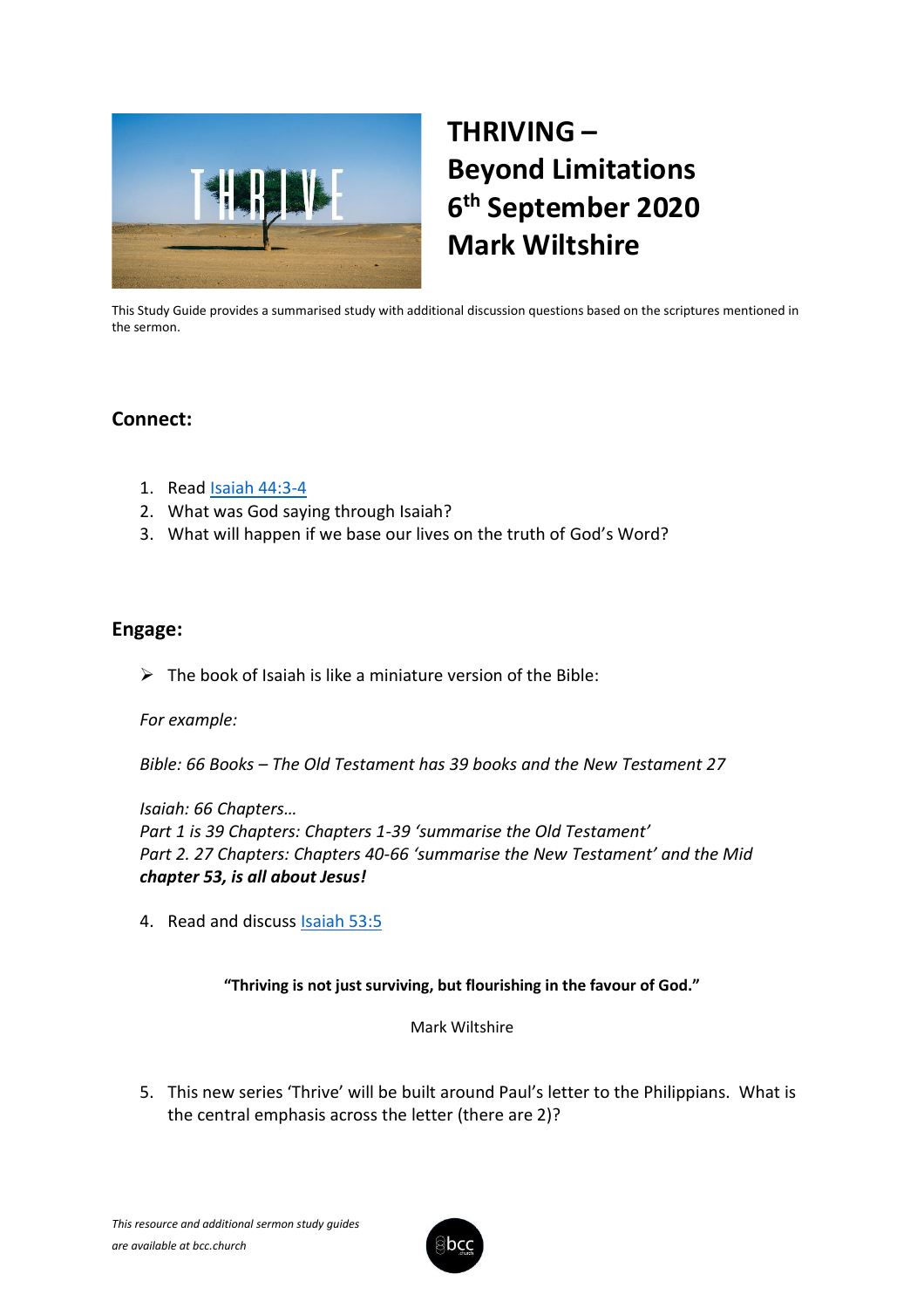# THRIVING – Beyond Limitations 6th September 2020 Mark Wiltshire

This Study Guide provides a summarised study with additional discussion questions based on the scriptures mentioned in the sermon.

## Connect:

1. Read Isaiah 44:3-4
2. What was God saying through Isaiah?
3. What will happen if we base our lives on the truth of God's Word?

## Engage:

- The book of Isaiah is like a miniature version of the Bible:

*For example:*

*Bible: 66 Books – The Old Testament has 39 books and the New Testament 27*

*Isaiah: 66 Chapters…*
*Part 1 is 39 Chapters: Chapters 1-39 'summarise the Old Testament'*
*Part 2. 27 Chapters: Chapters 40-66 'summarise the New Testament' and the Mid* ***chapter 53, is all about Jesus!***

4. Read and discuss Isaiah 53:5

**"Thriving is not just surviving, but flourishing in the favour of God."**

Mark Wiltshire

5. This new series 'Thrive' will be built around Paul's letter to the Philippians. What is the central emphasis across the letter (there are 2)?

*This resource and additional sermon study guides are available at bcc.church*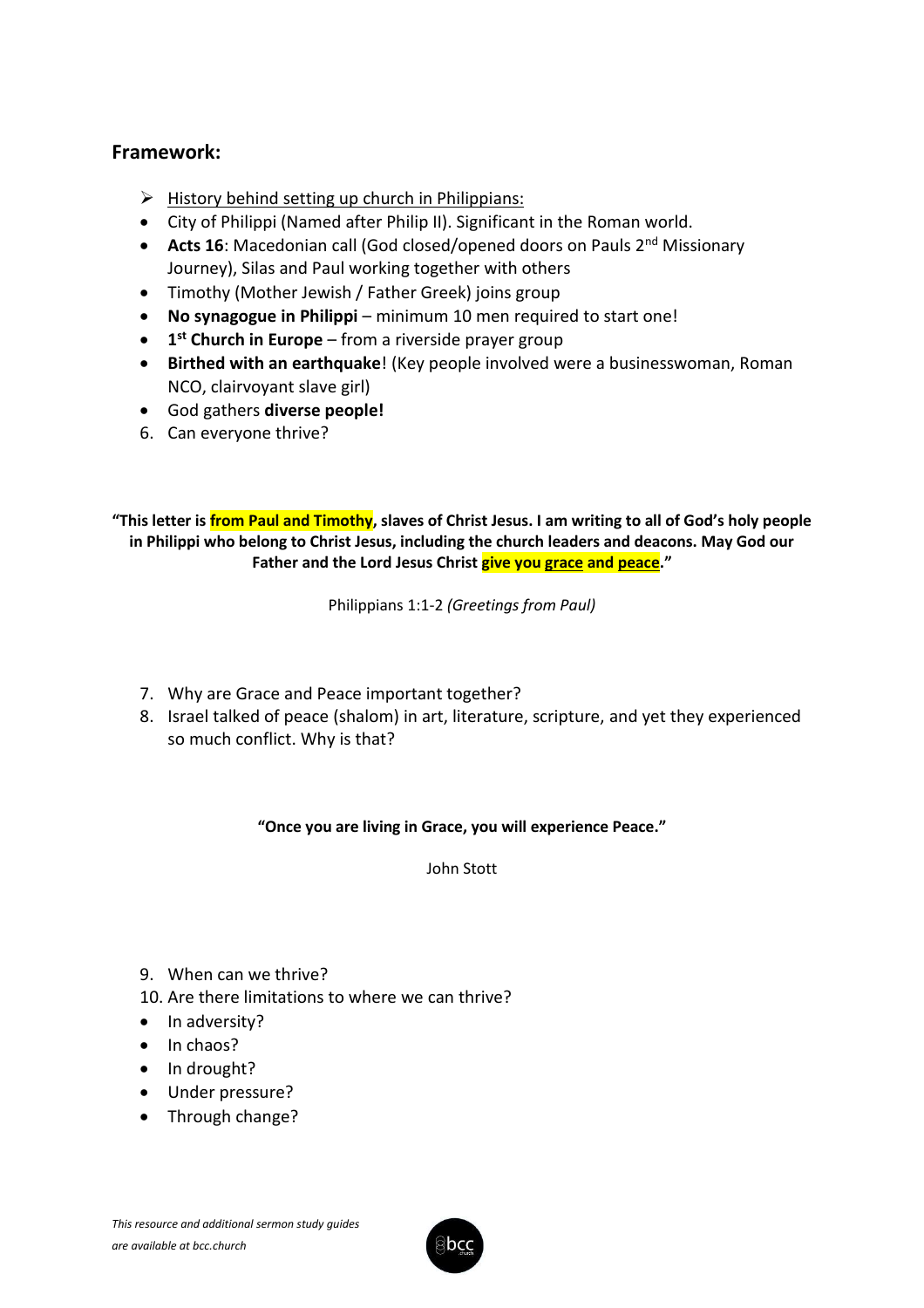## Framework:

- ➢ <u>History behind setting up church in Philippians:</u>
- City of Philippi (Named after Philip II). Significant in the Roman world.
- **Acts 16**: Macedonian call (God closed/opened doors on Pauls 2nd Missionary Journey), Silas and Paul working together with others
- Timothy (Mother Jewish / Father Greek) joins group
- **No synagogue in Philippi** – minimum 10 men required to start one!
- **1st Church in Europe** – from a riverside prayer group
- **Birthed with an earthquake**! (Key people involved were a businesswoman, Roman NCO, clairvoyant slave girl)
- God gathers **diverse people!**

6. Can everyone thrive?

**"This letter is from Paul and Timothy, slaves of Christ Jesus. I am writing to all of God's holy people in Philippi who belong to Christ Jesus, including the church leaders and deacons. May God our Father and the Lord Jesus Christ give you grace and peace."**

Philippians 1:1-2 *(Greetings from Paul)*

7. Why are Grace and Peace important together?
8. Israel talked of peace (shalom) in art, literature, scripture, and yet they experienced so much conflict. Why is that?

**"Once you are living in Grace, you will experience Peace."**

John Stott

9. When can we thrive?
10. Are there limitations to where we can thrive?

- In adversity?
- In chaos?
- In drought?
- Under pressure?
- Through change?

*This resource and additional sermon study guides are available at bcc.church*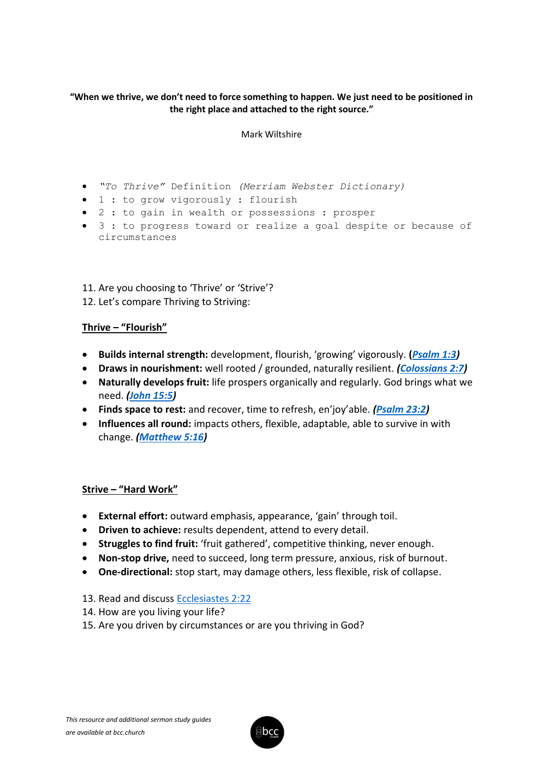**"When we thrive, we don't need to force something to happen. We just need to be positioned in the right place and attached to the right source."**

Mark Wiltshire

- *"To Thrive"* Definition *(Merriam Webster Dictionary)*
- 1 : to grow vigorously : flourish
- 2 : to gain in wealth or possessions : prosper
- 3 : to progress toward or realize a goal despite or because of circumstances

11. Are you choosing to 'Thrive' or 'Strive'?
12. Let's compare Thriving to Striving:

**Thrive – "Flourish"**

- **Builds internal strength:** development, flourish, 'growing' vigorously. **(*Psalm 1:3*)**
- **Draws in nourishment:** well rooted / grounded, naturally resilient. ***(Colossians 2:7)***
- **Naturally develops fruit:** life prospers organically and regularly. God brings what we need. ***(John 15:5)***
- **Finds space to rest:** and recover, time to refresh, en'joy'able. ***(Psalm 23:2)***
- **Influences all round:** impacts others, flexible, adaptable, able to survive in with change. ***(Matthew 5:16)***

**Strive – "Hard Work"**

- **External effort:** outward emphasis, appearance, 'gain' through toil.
- **Driven to achieve:** results dependent, attend to every detail.
- **Struggles to find fruit:** 'fruit gathered', competitive thinking, never enough.
- **Non-stop drive,** need to succeed, long term pressure, anxious, risk of burnout.
- **One-directional:** stop start, may damage others, less flexible, risk of collapse.

13. Read and discuss Ecclesiastes 2:22
14. How are you living your life?
15. Are you driven by circumstances or are you thriving in God?

*This resource and additional sermon study guides are available at bcc.church*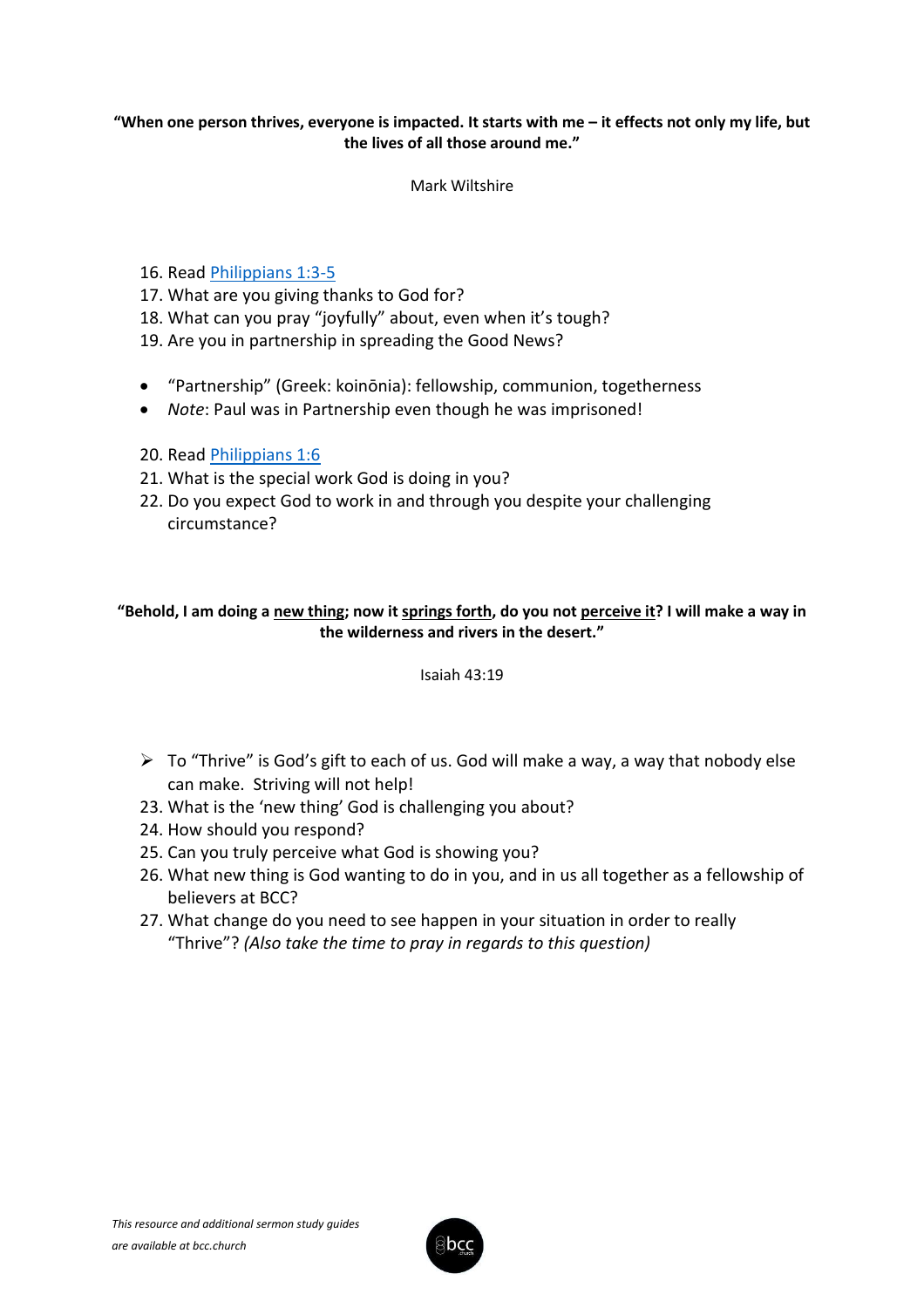**"When one person thrives, everyone is impacted. It starts with me – it effects not only my life, but the lives of all those around me."**

Mark Wiltshire

16. Read [Philippians 1:3-5]
17. What are you giving thanks to God for?
18. What can you pray "joyfully" about, even when it's tough?
19. Are you in partnership in spreading the Good News?

- "Partnership" (Greek: koinōnia): fellowship, communion, togetherness
- *Note*: Paul was in Partnership even though he was imprisoned!

20. Read [Philippians 1:6]
21. What is the special work God is doing in you?
22. Do you expect God to work in and through you despite your challenging circumstance?

**"Behold, I am doing a <u>new thing</u>; now it <u>springs forth</u>, do you not <u>perceive it</u>? I will make a way in the wilderness and rivers in the desert."**

Isaiah 43:19

- To "Thrive" is God's gift to each of us. God will make a way, a way that nobody else can make. Striving will not help!

23. What is the 'new thing' God is challenging you about?
24. How should you respond?
25. Can you truly perceive what God is showing you?
26. What new thing is God wanting to do in you, and in us all together as a fellowship of believers at BCC?
27. What change do you need to see happen in your situation in order to really "Thrive"? *(Also take the time to pray in regards to this question)*

*This resource and additional sermon study guides are available at bcc.church*